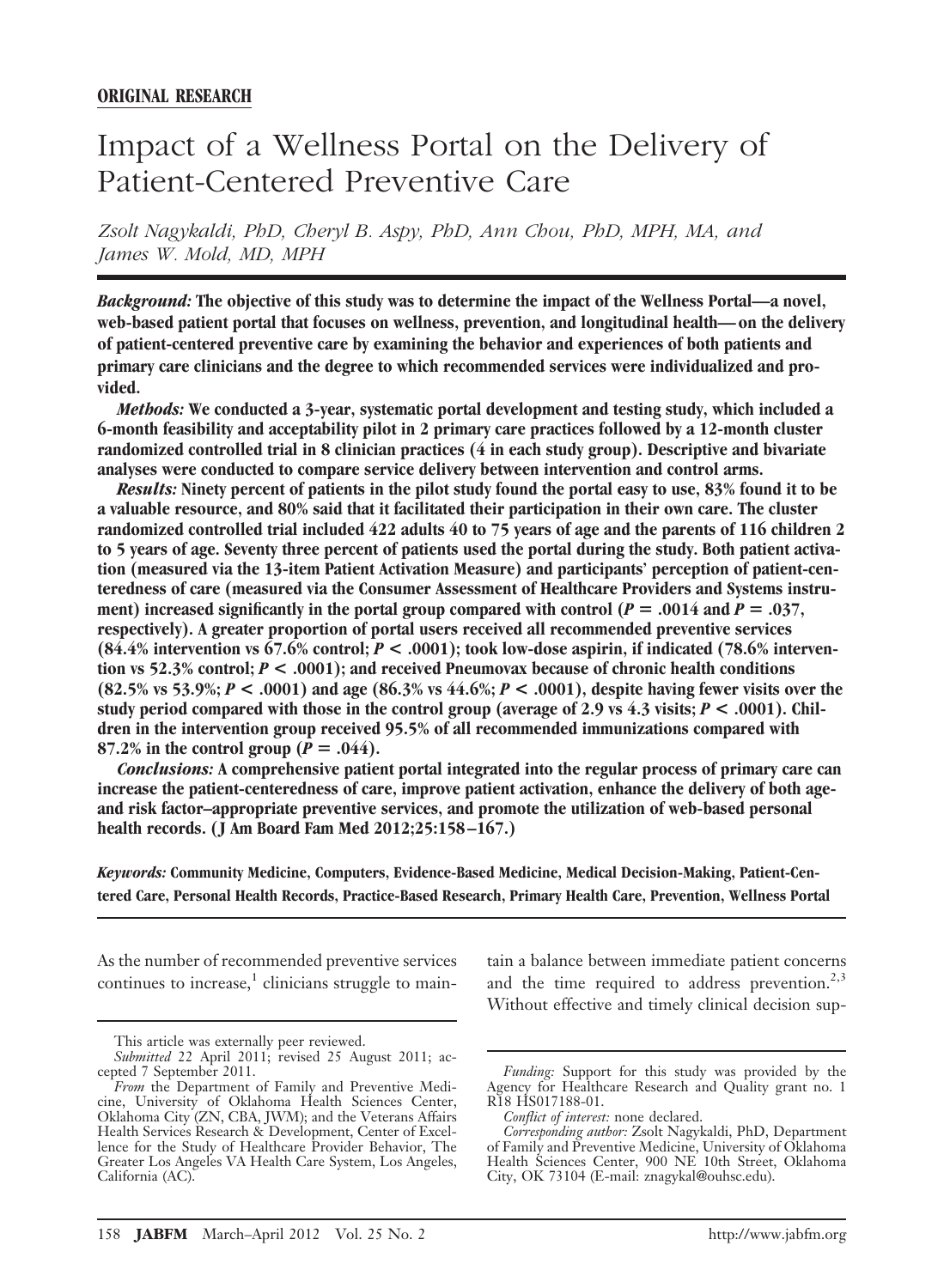**ORIGINAL RESEARCH**

# Impact of a Wellness Portal on the Delivery of Patient-Centered Preventive Care

*Zsolt Nagykaldi, PhD, Cheryl B. Aspy, PhD, Ann Chou, PhD, MPH, MA, and James W. Mold, MD, MPH*

***Background:*** **The objective of this study was to determine the impact of the Wellness Portal—a novel, web-based patient portal that focuses on wellness, prevention, and longitudinal health—on the delivery of patient-centered preventive care by examining the behavior and experiences of both patients and primary care clinicians and the degree to which recommended services were individualized and provided.**

***Methods:*** **We conducted a 3-year, systematic portal development and testing study, which included a 6-month feasibility and acceptability pilot in 2 primary care practices followed by a 12-month cluster randomized controlled trial in 8 clinician practices (4 in each study group). Descriptive and bivariate analyses were conducted to compare service delivery between intervention and control arms.**

***Results:*** **Ninety percent of patients in the pilot study found the portal easy to use, 83% found it to be a valuable resource, and 80% said that it facilitated their participation in their own care. The cluster randomized controlled trial included 422 adults 40 to 75 years of age and the parents of 116 children 2 to 5 years of age. Seventy three percent of patients used the portal during the study. Both patient activation (measured via the 13-item Patient Activation Measure) and participants' perception of patient-centeredness of care (measured via the Consumer Assessment of Healthcare Providers and Systems instrument) increased significantly in the portal group compared with control ($P = .0014$ and $P = .037$, respectively). A greater proportion of portal users received all recommended preventive services (84.4% intervention vs 67.6% control; $P < .0001$); took low-dose aspirin, if indicated (78.6% intervention vs 52.3% control; $P < .0001$); and received Pneumovax because of chronic health conditions (82.5% vs 53.9%; $P < .0001$) and age (86.3% vs 44.6%; $P < .0001$), despite having fewer visits over the study period compared with those in the control group (average of 2.9 vs 4.3 visits; $P < .0001$). Children in the intervention group received 95.5% of all recommended immunizations compared with 87.2% in the control group ($P = .044$).**

***Conclusions:*** **A comprehensive patient portal integrated into the regular process of primary care can increase the patient-centeredness of care, improve patient activation, enhance the delivery of both age- and risk factor–appropriate preventive services, and promote the utilization of web-based personal health records. (J Am Board Fam Med 2012;25:158–167.)**

***Keywords:*** **Community Medicine, Computers, Evidence-Based Medicine, Medical Decision-Making, Patient-Centered Care, Personal Health Records, Practice-Based Research, Primary Health Care, Prevention, Wellness Portal**

As the number of recommended preventive services continues to increase,[1] clinicians struggle to maintain a balance between immediate patient concerns and the time required to address prevention.[2,3] Without effective and timely clinical decision sup-

This article was externally peer reviewed.

*Submitted* 22 April 2011; revised 25 August 2011; accepted 7 September 2011.

*From* the Department of Family and Preventive Medicine, University of Oklahoma Health Sciences Center, Oklahoma City (ZN, CBA, JWM); and the Veterans Affairs Health Services Research & Development, Center of Excellence for the Study of Healthcare Provider Behavior, The Greater Los Angeles VA Health Care System, Los Angeles, California (AC).

*Funding:* Support for this study was provided by the Agency for Healthcare Research and Quality grant no. 1 R18 HS017188-01.

*Conflict of interest:* none declared.

*Corresponding author:* Zsolt Nagykaldi, PhD, Department of Family and Preventive Medicine, University of Oklahoma Health Sciences Center, 900 NE 10th Street, Oklahoma City, OK 73104 (E-mail: znagykal@ouhsc.edu).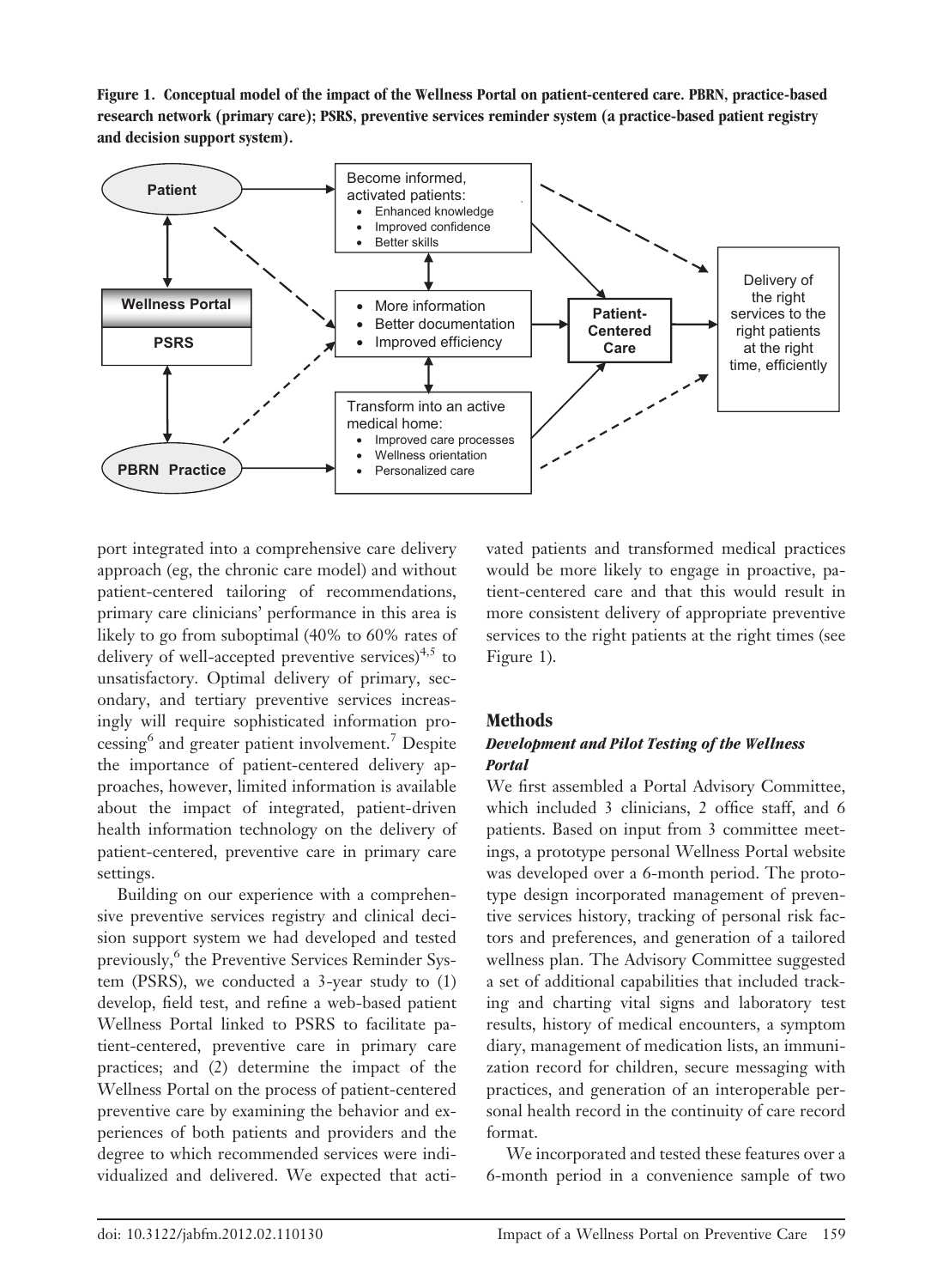**Figure 1. Conceptual model of the impact of the Wellness Portal on patient-centered care. PBRN, practice-based research network (primary care); PSRS, preventive services reminder system (a practice-based patient registry and decision support system).**

port integrated into a comprehensive care delivery approach (eg, the chronic care model) and without patient-centered tailoring of recommendations, primary care clinicians' performance in this area is likely to go from suboptimal (40% to 60% rates of delivery of well-accepted preventive services)[4,5] to unsatisfactory. Optimal delivery of primary, secondary, and tertiary preventive services increasingly will require sophisticated information processing[6] and greater patient involvement.[7] Despite the importance of patient-centered delivery approaches, however, limited information is available about the impact of integrated, patient-driven health information technology on the delivery of patient-centered, preventive care in primary care settings.

Building on our experience with a comprehensive preventive services registry and clinical decision support system we had developed and tested previously,[6] the Preventive Services Reminder System (PSRS), we conducted a 3-year study to (1) develop, field test, and refine a web-based patient Wellness Portal linked to PSRS to facilitate patient-centered, preventive care in primary care practices; and (2) determine the impact of the Wellness Portal on the process of patient-centered preventive care by examining the behavior and experiences of both patients and providers and the degree to which recommended services were individualized and delivered. We expected that activated patients and transformed medical practices would be more likely to engage in proactive, patient-centered care and that this would result in more consistent delivery of appropriate preventive services to the right patients at the right times (see Figure 1).

## Methods

### *Development and Pilot Testing of the Wellness Portal*

We first assembled a Portal Advisory Committee, which included 3 clinicians, 2 office staff, and 6 patients. Based on input from 3 committee meetings, a prototype personal Wellness Portal website was developed over a 6-month period. The prototype design incorporated management of preventive services history, tracking of personal risk factors and preferences, and generation of a tailored wellness plan. The Advisory Committee suggested a set of additional capabilities that included tracking and charting vital signs and laboratory test results, history of medical encounters, a symptom diary, management of medication lists, an immunization record for children, secure messaging with practices, and generation of an interoperable personal health record in the continuity of care record format.

We incorporated and tested these features over a 6-month period in a convenience sample of two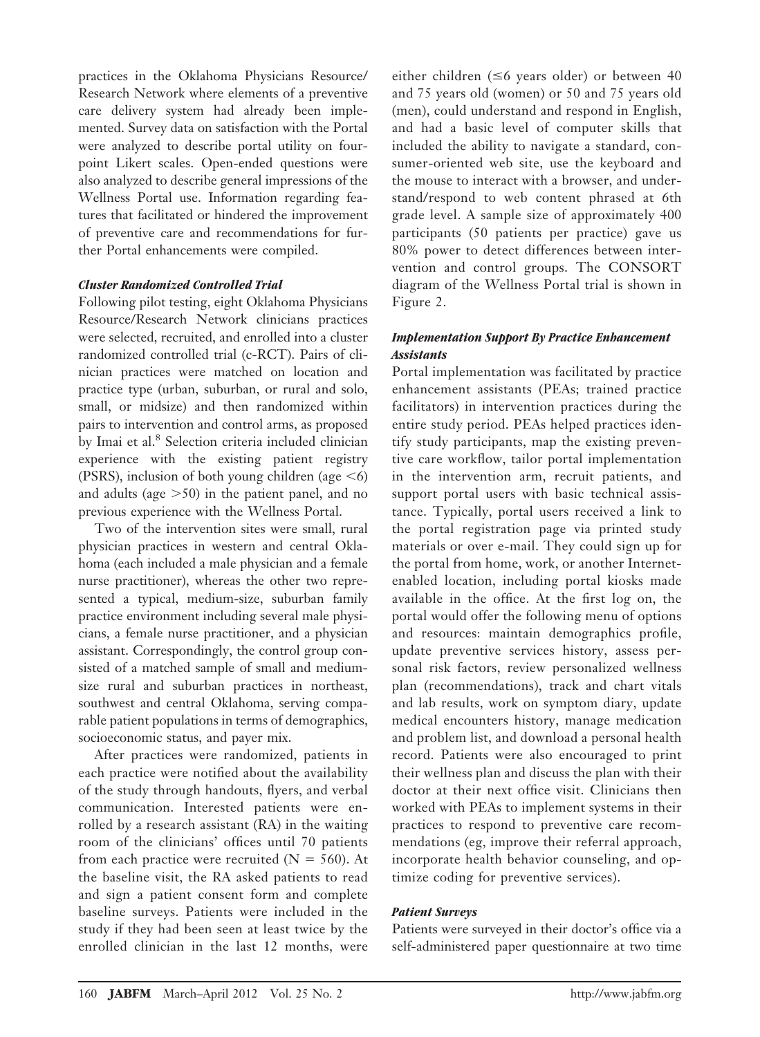practices in the Oklahoma Physicians Resource/Research Network where elements of a preventive care delivery system had already been implemented. Survey data on satisfaction with the Portal were analyzed to describe portal utility on four-point Likert scales. Open-ended questions were also analyzed to describe general impressions of the Wellness Portal use. Information regarding features that facilitated or hindered the improvement of preventive care and recommendations for further Portal enhancements were compiled.

### *Cluster Randomized Controlled Trial*

Following pilot testing, eight Oklahoma Physicians Resource/Research Network clinicians practices were selected, recruited, and enrolled into a cluster randomized controlled trial (c-RCT). Pairs of clinician practices were matched on location and practice type (urban, suburban, or rural and solo, small, or midsize) and then randomized within pairs to intervention and control arms, as proposed by Imai et al.[8] Selection criteria included clinician experience with the existing patient registry (PSRS), inclusion of both young children (age <6) and adults (age >50) in the patient panel, and no previous experience with the Wellness Portal.

Two of the intervention sites were small, rural physician practices in western and central Oklahoma (each included a male physician and a female nurse practitioner), whereas the other two represented a typical, medium-size, suburban family practice environment including several male physicians, a female nurse practitioner, and a physician assistant. Correspondingly, the control group consisted of a matched sample of small and medium-size rural and suburban practices in northeast, southwest and central Oklahoma, serving comparable patient populations in terms of demographics, socioeconomic status, and payer mix.

After practices were randomized, patients in each practice were notified about the availability of the study through handouts, flyers, and verbal communication. Interested patients were enrolled by a research assistant (RA) in the waiting room of the clinicians' offices until 70 patients from each practice were recruited (N = 560). At the baseline visit, the RA asked patients to read and sign a patient consent form and complete baseline surveys. Patients were included in the study if they had been seen at least twice by the enrolled clinician in the last 12 months, were either children (≤6 years older) or between 40 and 75 years old (women) or 50 and 75 years old (men), could understand and respond in English, and had a basic level of computer skills that included the ability to navigate a standard, consumer-oriented web site, use the keyboard and the mouse to interact with a browser, and understand/respond to web content phrased at 6th grade level. A sample size of approximately 400 participants (50 patients per practice) gave us 80% power to detect differences between intervention and control groups. The CONSORT diagram of the Wellness Portal trial is shown in Figure 2.

### *Implementation Support By Practice Enhancement Assistants*

Portal implementation was facilitated by practice enhancement assistants (PEAs; trained practice facilitators) in intervention practices during the entire study period. PEAs helped practices identify study participants, map the existing preventive care workflow, tailor portal implementation in the intervention arm, recruit patients, and support portal users with basic technical assistance. Typically, portal users received a link to the portal registration page via printed study materials or over e-mail. They could sign up for the portal from home, work, or another Internet-enabled location, including portal kiosks made available in the office. At the first log on, the portal would offer the following menu of options and resources: maintain demographics profile, update preventive services history, assess personal risk factors, review personalized wellness plan (recommendations), track and chart vitals and lab results, work on symptom diary, update medical encounters history, manage medication and problem list, and download a personal health record. Patients were also encouraged to print their wellness plan and discuss the plan with their doctor at their next office visit. Clinicians then worked with PEAs to implement systems in their practices to respond to preventive care recommendations (eg, improve their referral approach, incorporate health behavior counseling, and optimize coding for preventive services).

### *Patient Surveys*

Patients were surveyed in their doctor's office via a self-administered paper questionnaire at two time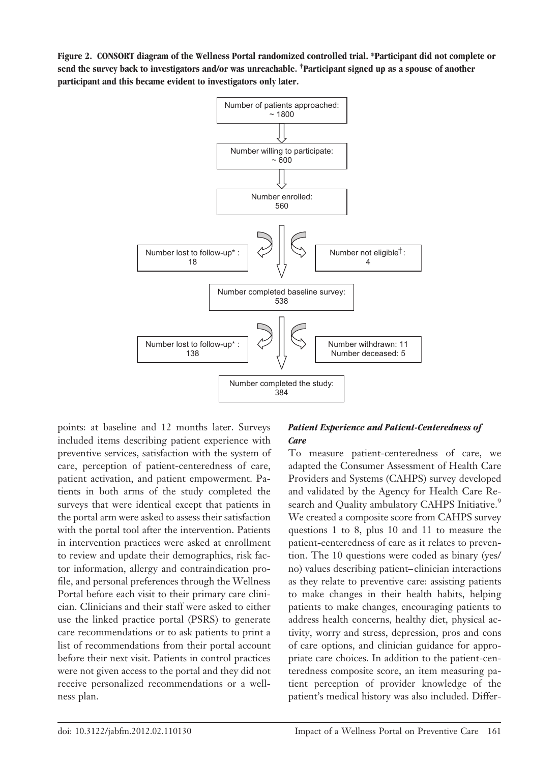**Figure 2. CONSORT diagram of the Wellness Portal randomized controlled trial.** *Participant did not complete or send the survey back to investigators and/or was unreachable. †Participant signed up as a spouse of another participant and this became evident to investigators only later.

- Number of patients approached: ~ 1800
- Number willing to participate: ~ 600
- Number enrolled: 560
  - Number lost to follow-up*: 18
  - Number not eligible†: 4
- Number completed baseline survey: 538
  - Number lost to follow-up*: 138
  - Number withdrawn: 11; Number deceased: 5
- Number completed the study: 384

points: at baseline and 12 months later. Surveys included items describing patient experience with preventive services, satisfaction with the system of care, perception of patient-centeredness of care, patient activation, and patient empowerment. Patients in both arms of the study completed the surveys that were identical except that patients in the portal arm were asked to assess their satisfaction with the portal tool after the intervention. Patients in intervention practices were asked at enrollment to review and update their demographics, risk factor information, allergy and contraindication profile, and personal preferences through the Wellness Portal before each visit to their primary care clinician. Clinicians and their staff were asked to either use the linked practice portal (PSRS) to generate care recommendations or to ask patients to print a list of recommendations from their portal account before their next visit. Patients in control practices were not given access to the portal and they did not receive personalized recommendations or a wellness plan.

### *Patient Experience and Patient-Centeredness of Care*

To measure patient-centeredness of care, we adapted the Consumer Assessment of Health Care Providers and Systems (CAHPS) survey developed and validated by the Agency for Health Care Research and Quality ambulatory CAHPS Initiative.[9] We created a composite score from CAHPS survey questions 1 to 8, plus 10 and 11 to measure the patient-centeredness of care as it relates to prevention. The 10 questions were coded as binary (yes/no) values describing patient–clinician interactions as they relate to preventive care: assisting patients to make changes in their health habits, helping patients to make changes, encouraging patients to address health concerns, healthy diet, physical activity, worry and stress, depression, pros and cons of care options, and clinician guidance for appropriate care choices. In addition to the patient-centeredness composite score, an item measuring patient perception of provider knowledge of the patient's medical history was also included. Differ-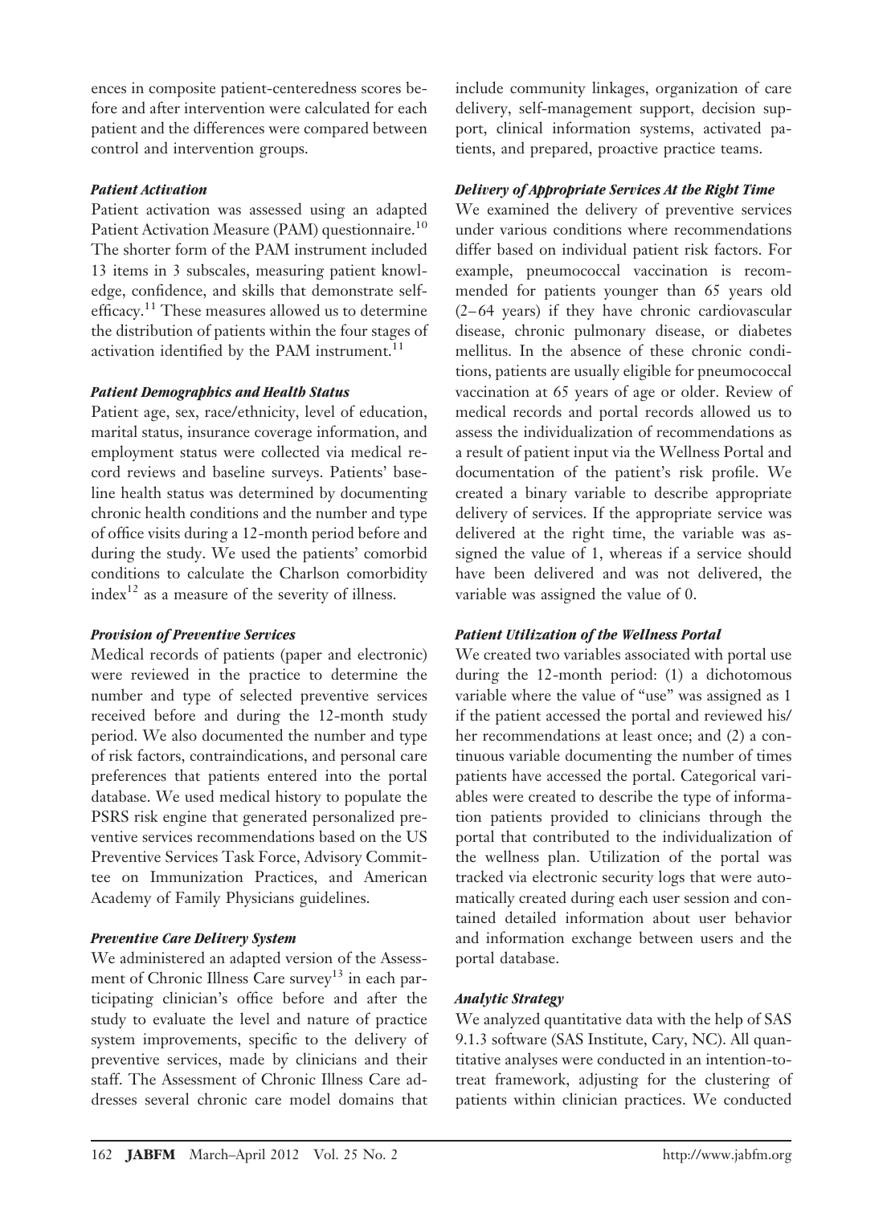ences in composite patient-centeredness scores before and after intervention were calculated for each patient and the differences were compared between control and intervention groups.

### *Patient Activation*

Patient activation was assessed using an adapted Patient Activation Measure (PAM) questionnaire.[10] The shorter form of the PAM instrument included 13 items in 3 subscales, measuring patient knowledge, confidence, and skills that demonstrate self-efficacy.[11] These measures allowed us to determine the distribution of patients within the four stages of activation identified by the PAM instrument.[11]

### *Patient Demographics and Health Status*

Patient age, sex, race/ethnicity, level of education, marital status, insurance coverage information, and employment status were collected via medical record reviews and baseline surveys. Patients' baseline health status was determined by documenting chronic health conditions and the number and type of office visits during a 12-month period before and during the study. We used the patients' comorbid conditions to calculate the Charlson comorbidity index[12] as a measure of the severity of illness.

### *Provision of Preventive Services*

Medical records of patients (paper and electronic) were reviewed in the practice to determine the number and type of selected preventive services received before and during the 12-month study period. We also documented the number and type of risk factors, contraindications, and personal care preferences that patients entered into the portal database. We used medical history to populate the PSRS risk engine that generated personalized preventive services recommendations based on the US Preventive Services Task Force, Advisory Committee on Immunization Practices, and American Academy of Family Physicians guidelines.

### *Preventive Care Delivery System*

We administered an adapted version of the Assessment of Chronic Illness Care survey[13] in each participating clinician's office before and after the study to evaluate the level and nature of practice system improvements, specific to the delivery of preventive services, made by clinicians and their staff. The Assessment of Chronic Illness Care addresses several chronic care model domains that include community linkages, organization of care delivery, self-management support, decision support, clinical information systems, activated patients, and prepared, proactive practice teams.

### *Delivery of Appropriate Services At the Right Time*

We examined the delivery of preventive services under various conditions where recommendations differ based on individual patient risk factors. For example, pneumococcal vaccination is recommended for patients younger than 65 years old (2–64 years) if they have chronic cardiovascular disease, chronic pulmonary disease, or diabetes mellitus. In the absence of these chronic conditions, patients are usually eligible for pneumococcal vaccination at 65 years of age or older. Review of medical records and portal records allowed us to assess the individualization of recommendations as a result of patient input via the Wellness Portal and documentation of the patient's risk profile. We created a binary variable to describe appropriate delivery of services. If the appropriate service was delivered at the right time, the variable was assigned the value of 1, whereas if a service should have been delivered and was not delivered, the variable was assigned the value of 0.

### *Patient Utilization of the Wellness Portal*

We created two variables associated with portal use during the 12-month period: (1) a dichotomous variable where the value of "use" was assigned as 1 if the patient accessed the portal and reviewed his/her recommendations at least once; and (2) a continuous variable documenting the number of times patients have accessed the portal. Categorical variables were created to describe the type of information patients provided to clinicians through the portal that contributed to the individualization of the wellness plan. Utilization of the portal was tracked via electronic security logs that were automatically created during each user session and contained detailed information about user behavior and information exchange between users and the portal database.

### *Analytic Strategy*

We analyzed quantitative data with the help of SAS 9.1.3 software (SAS Institute, Cary, NC). All quantitative analyses were conducted in an intention-to-treat framework, adjusting for the clustering of patients within clinician practices. We conducted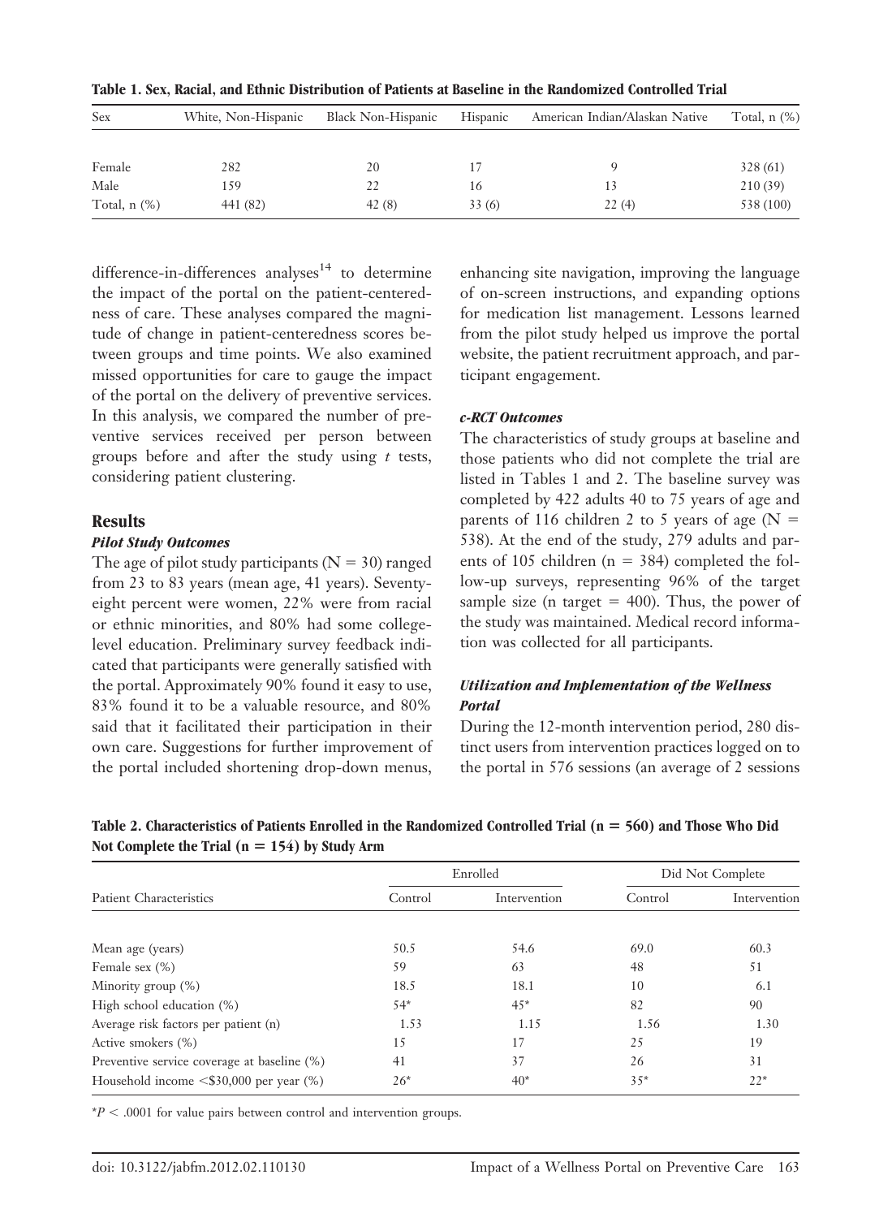**Table 1. Sex, Racial, and Ethnic Distribution of Patients at Baseline in the Randomized Controlled Trial**

| Sex | White, Non-Hispanic | Black Non-Hispanic | Hispanic | American Indian/Alaskan Native | Total, n (%) |
|---|---|---|---|---|---|
| Female | 282 | 20 | 17 | 9 | 328 (61) |
| Male | 159 | 22 | 16 | 13 | 210 (39) |
| Total, n (%) | 441 (82) | 42 (8) | 33 (6) | 22 (4) | 538 (100) |

difference-in-differences analyses[14] to determine the impact of the portal on the patient-centeredness of care. These analyses compared the magnitude of change in patient-centeredness scores between groups and time points. We also examined missed opportunities for care to gauge the impact of the portal on the delivery of preventive services. In this analysis, we compared the number of preventive services received per person between groups before and after the study using *t* tests, considering patient clustering.

## Results

### *Pilot Study Outcomes*

The age of pilot study participants ($N = 30$) ranged from 23 to 83 years (mean age, 41 years). Seventy-eight percent were women, 22% were from racial or ethnic minorities, and 80% had some college-level education. Preliminary survey feedback indicated that participants were generally satisfied with the portal. Approximately 90% found it easy to use, 83% found it to be a valuable resource, and 80% said that it facilitated their participation in their own care. Suggestions for further improvement of the portal included shortening drop-down menus, enhancing site navigation, improving the language of on-screen instructions, and expanding options for medication list management. Lessons learned from the pilot study helped us improve the portal website, the patient recruitment approach, and participant engagement.

### *c-RCT Outcomes*

The characteristics of study groups at baseline and those patients who did not complete the trial are listed in Tables 1 and 2. The baseline survey was completed by 422 adults 40 to 75 years of age and parents of 116 children 2 to 5 years of age ($N = 538$). At the end of the study, 279 adults and parents of 105 children ($n = 384$) completed the follow-up surveys, representing 96% of the target sample size (n target $= 400$). Thus, the power of the study was maintained. Medical record information was collected for all participants.

### *Utilization and Implementation of the Wellness Portal*

During the 12-month intervention period, 280 distinct users from intervention practices logged on to the portal in 576 sessions (an average of 2 sessions

**Table 2. Characteristics of Patients Enrolled in the Randomized Controlled Trial (n = 560) and Those Who Did Not Complete the Trial (n = 154) by Study Arm**

| Patient Characteristics | Enrolled | | Did Not Complete | |
|---|---|---|---|---|
| | Control | Intervention | Control | Intervention |
| Mean age (years) | 50.5 | 54.6 | 69.0 | 60.3 |
| Female sex (%) | 59 | 63 | 48 | 51 |
| Minority group (%) | 18.5 | 18.1 | 10 | 6.1 |
| High school education (%) | 54* | 45* | 82 | 90 |
| Average risk factors per patient (n) | 1.53 | 1.15 | 1.56 | 1.30 |
| Active smokers (%) | 15 | 17 | 25 | 19 |
| Preventive service coverage at baseline (%) | 41 | 37 | 26 | 31 |
| Household income <$30,000 per year (%) | 26* | 40* | 35* | 22* |

*$P < .0001$ for value pairs between control and intervention groups.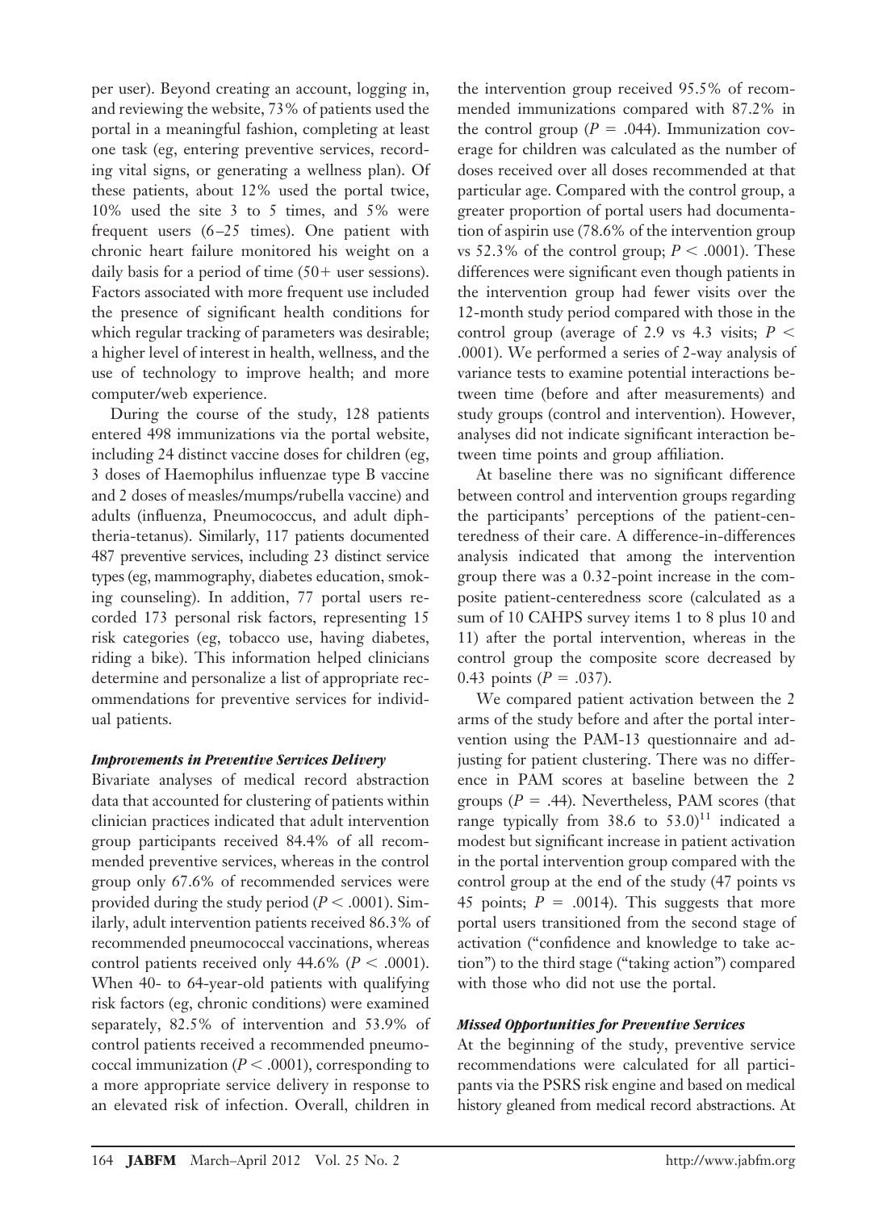per user). Beyond creating an account, logging in, and reviewing the website, 73% of patients used the portal in a meaningful fashion, completing at least one task (eg, entering preventive services, recording vital signs, or generating a wellness plan). Of these patients, about 12% used the portal twice, 10% used the site 3 to 5 times, and 5% were frequent users (6–25 times). One patient with chronic heart failure monitored his weight on a daily basis for a period of time (50+ user sessions). Factors associated with more frequent use included the presence of significant health conditions for which regular tracking of parameters was desirable; a higher level of interest in health, wellness, and the use of technology to improve health; and more computer/web experience.

During the course of the study, 128 patients entered 498 immunizations via the portal website, including 24 distinct vaccine doses for children (eg, 3 doses of Haemophilus influenzae type B vaccine and 2 doses of measles/mumps/rubella vaccine) and adults (influenza, Pneumococcus, and adult diphtheria-tetanus). Similarly, 117 patients documented 487 preventive services, including 23 distinct service types (eg, mammography, diabetes education, smoking counseling). In addition, 77 portal users recorded 173 personal risk factors, representing 15 risk categories (eg, tobacco use, having diabetes, riding a bike). This information helped clinicians determine and personalize a list of appropriate recommendations for preventive services for individual patients.

### *Improvements in Preventive Services Delivery*

Bivariate analyses of medical record abstraction data that accounted for clustering of patients within clinician practices indicated that adult intervention group participants received 84.4% of all recommended preventive services, whereas in the control group only 67.6% of recommended services were provided during the study period ($P < .0001$). Similarly, adult intervention patients received 86.3% of recommended pneumococcal vaccinations, whereas control patients received only 44.6% ($P < .0001$). When 40- to 64-year-old patients with qualifying risk factors (eg, chronic conditions) were examined separately, 82.5% of intervention and 53.9% of control patients received a recommended pneumococcal immunization ($P < .0001$), corresponding to a more appropriate service delivery in response to an elevated risk of infection. Overall, children in the intervention group received 95.5% of recommended immunizations compared with 87.2% in the control group ($P = .044$). Immunization coverage for children was calculated as the number of doses received over all doses recommended at that particular age. Compared with the control group, a greater proportion of portal users had documentation of aspirin use (78.6% of the intervention group vs 52.3% of the control group; $P < .0001$). These differences were significant even though patients in the intervention group had fewer visits over the 12-month study period compared with those in the control group (average of 2.9 vs 4.3 visits; $P < .0001$). We performed a series of 2-way analysis of variance tests to examine potential interactions between time (before and after measurements) and study groups (control and intervention). However, analyses did not indicate significant interaction between time points and group affiliation.

At baseline there was no significant difference between control and intervention groups regarding the participants' perceptions of the patient-centeredness of their care. A difference-in-differences analysis indicated that among the intervention group there was a 0.32-point increase in the composite patient-centeredness score (calculated as a sum of 10 CAHPS survey items 1 to 8 plus 10 and 11) after the portal intervention, whereas in the control group the composite score decreased by 0.43 points ($P = .037$).

We compared patient activation between the 2 arms of the study before and after the portal intervention using the PAM-13 questionnaire and adjusting for patient clustering. There was no difference in PAM scores at baseline between the 2 groups ($P = .44$). Nevertheless, PAM scores (that range typically from 38.6 to 53.0)[11] indicated a modest but significant increase in patient activation in the portal intervention group compared with the control group at the end of the study (47 points vs 45 points; $P = .0014$). This suggests that more portal users transitioned from the second stage of activation ("confidence and knowledge to take action") to the third stage ("taking action") compared with those who did not use the portal.

### *Missed Opportunities for Preventive Services*

At the beginning of the study, preventive service recommendations were calculated for all participants via the PSRS risk engine and based on medical history gleaned from medical record abstractions. At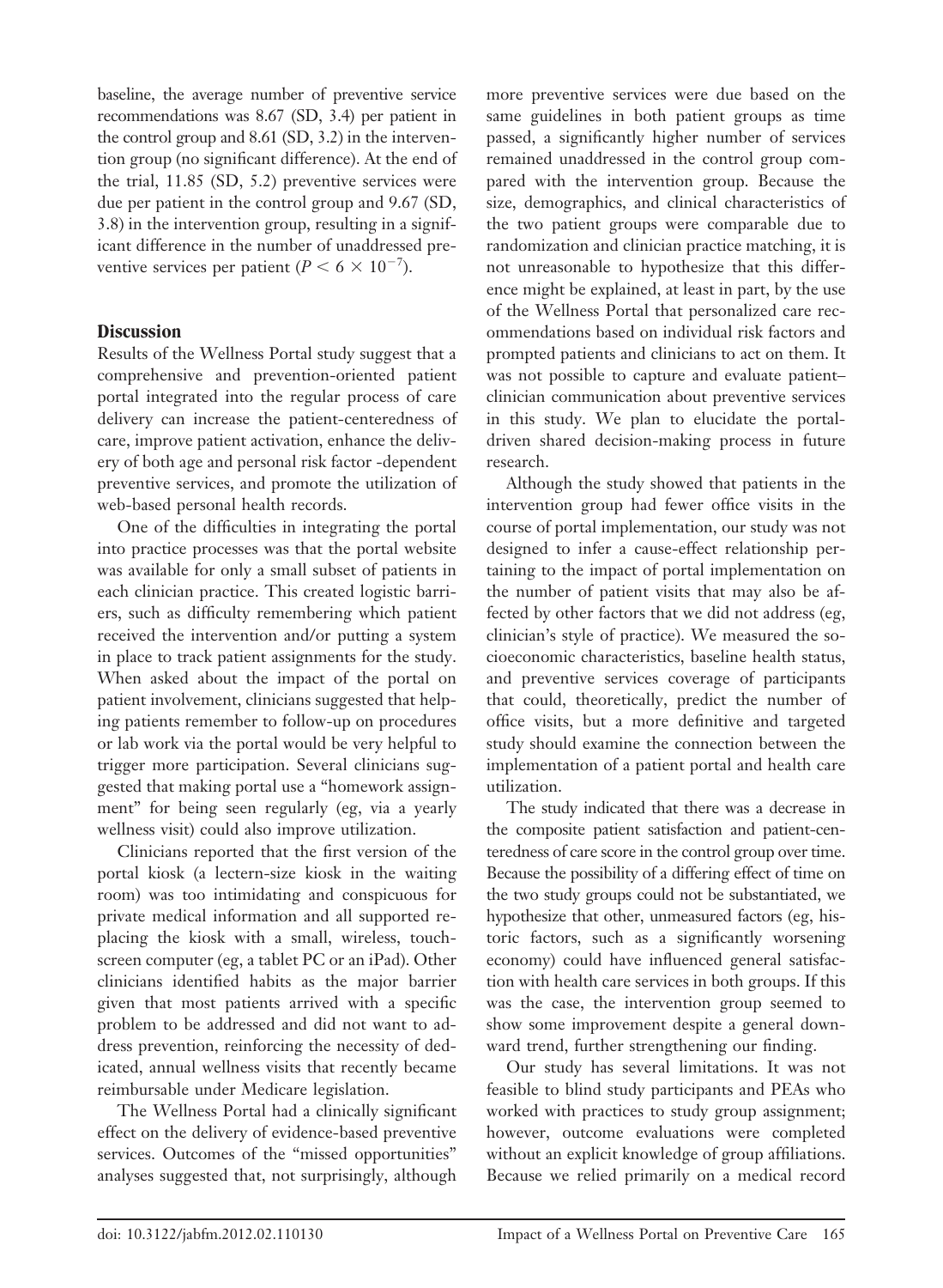baseline, the average number of preventive service recommendations was 8.67 (SD, 3.4) per patient in the control group and 8.61 (SD, 3.2) in the intervention group (no significant difference). At the end of the trial, 11.85 (SD, 5.2) preventive services were due per patient in the control group and 9.67 (SD, 3.8) in the intervention group, resulting in a significant difference in the number of unaddressed preventive services per patient ($P < 6 \times 10^{-7}$).

## Discussion

Results of the Wellness Portal study suggest that a comprehensive and prevention-oriented patient portal integrated into the regular process of care delivery can increase the patient-centeredness of care, improve patient activation, enhance the delivery of both age and personal risk factor -dependent preventive services, and promote the utilization of web-based personal health records.

One of the difficulties in integrating the portal into practice processes was that the portal website was available for only a small subset of patients in each clinician practice. This created logistic barriers, such as difficulty remembering which patient received the intervention and/or putting a system in place to track patient assignments for the study. When asked about the impact of the portal on patient involvement, clinicians suggested that helping patients remember to follow-up on procedures or lab work via the portal would be very helpful to trigger more participation. Several clinicians suggested that making portal use a "homework assignment" for being seen regularly (eg, via a yearly wellness visit) could also improve utilization.

Clinicians reported that the first version of the portal kiosk (a lectern-size kiosk in the waiting room) was too intimidating and conspicuous for private medical information and all supported replacing the kiosk with a small, wireless, touchscreen computer (eg, a tablet PC or an iPad). Other clinicians identified habits as the major barrier given that most patients arrived with a specific problem to be addressed and did not want to address prevention, reinforcing the necessity of dedicated, annual wellness visits that recently became reimbursable under Medicare legislation.

The Wellness Portal had a clinically significant effect on the delivery of evidence-based preventive services. Outcomes of the "missed opportunities" analyses suggested that, not surprisingly, although more preventive services were due based on the same guidelines in both patient groups as time passed, a significantly higher number of services remained unaddressed in the control group compared with the intervention group. Because the size, demographics, and clinical characteristics of the two patient groups were comparable due to randomization and clinician practice matching, it is not unreasonable to hypothesize that this difference might be explained, at least in part, by the use of the Wellness Portal that personalized care recommendations based on individual risk factors and prompted patients and clinicians to act on them. It was not possible to capture and evaluate patient–clinician communication about preventive services in this study. We plan to elucidate the portal-driven shared decision-making process in future research.

Although the study showed that patients in the intervention group had fewer office visits in the course of portal implementation, our study was not designed to infer a cause-effect relationship pertaining to the impact of portal implementation on the number of patient visits that may also be affected by other factors that we did not address (eg, clinician's style of practice). We measured the socioeconomic characteristics, baseline health status, and preventive services coverage of participants that could, theoretically, predict the number of office visits, but a more definitive and targeted study should examine the connection between the implementation of a patient portal and health care utilization.

The study indicated that there was a decrease in the composite patient satisfaction and patient-centeredness of care score in the control group over time. Because the possibility of a differing effect of time on the two study groups could not be substantiated, we hypothesize that other, unmeasured factors (eg, historic factors, such as a significantly worsening economy) could have influenced general satisfaction with health care services in both groups. If this was the case, the intervention group seemed to show some improvement despite a general downward trend, further strengthening our finding.

Our study has several limitations. It was not feasible to blind study participants and PEAs who worked with practices to study group assignment; however, outcome evaluations were completed without an explicit knowledge of group affiliations. Because we relied primarily on a medical record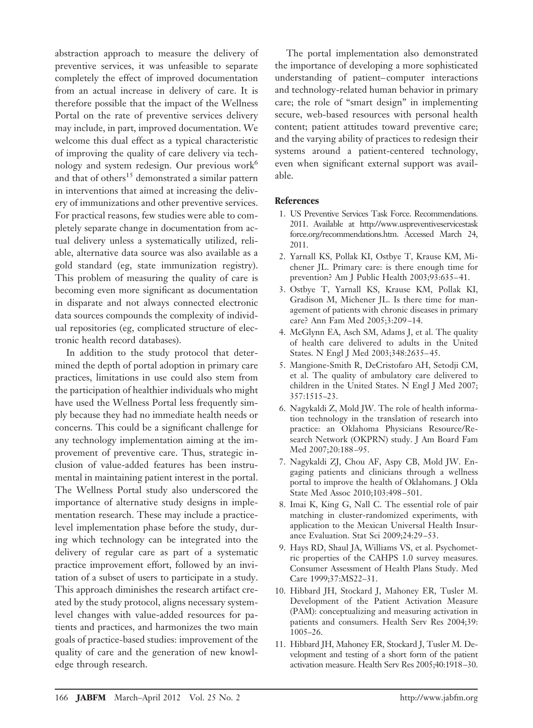abstraction approach to measure the delivery of preventive services, it was unfeasible to separate completely the effect of improved documentation from an actual increase in delivery of care. It is therefore possible that the impact of the Wellness Portal on the rate of preventive services delivery may include, in part, improved documentation. We welcome this dual effect as a typical characteristic of improving the quality of care delivery via technology and system redesign. Our previous work[6] and that of others[15] demonstrated a similar pattern in interventions that aimed at increasing the delivery of immunizations and other preventive services. For practical reasons, few studies were able to completely separate change in documentation from actual delivery unless a systematically utilized, reliable, alternative data source was also available as a gold standard (eg, state immunization registry). This problem of measuring the quality of care is becoming even more significant as documentation in disparate and not always connected electronic data sources compounds the complexity of individual repositories (eg, complicated structure of electronic health record databases).

In addition to the study protocol that determined the depth of portal adoption in primary care practices, limitations in use could also stem from the participation of healthier individuals who might have used the Wellness Portal less frequently simply because they had no immediate health needs or concerns. This could be a significant challenge for any technology implementation aiming at the improvement of preventive care. Thus, strategic inclusion of value-added features has been instrumental in maintaining patient interest in the portal. The Wellness Portal study also underscored the importance of alternative study designs in implementation research. These may include a practice-level implementation phase before the study, during which technology can be integrated into the delivery of regular care as part of a systematic practice improvement effort, followed by an invitation of a subset of users to participate in a study. This approach diminishes the research artifact created by the study protocol, aligns necessary system-level changes with value-added resources for patients and practices, and harmonizes the two main goals of practice-based studies: improvement of the quality of care and the generation of new knowledge through research.

The portal implementation also demonstrated the importance of developing a more sophisticated understanding of patient–computer interactions and technology-related human behavior in primary care; the role of "smart design" in implementing secure, web-based resources with personal health content; patient attitudes toward preventive care; and the varying ability of practices to redesign their systems around a patient-centered technology, even when significant external support was available.

## References

1. US Preventive Services Task Force. Recommendations. 2011. Available at http://www.uspreventiveservicestaskforce.org/recommendations.htm. Accessed March 24, 2011.
2. Yarnall KS, Pollak KI, Ostbye T, Krause KM, Michener JL. Primary care: is there enough time for prevention? Am J Public Health 2003;93:635–41.
3. Ostbye T, Yarnall KS, Krause KM, Pollak KI, Gradison M, Michener JL. Is there time for management of patients with chronic diseases in primary care? Ann Fam Med 2005;3:209–14.
4. McGlynn EA, Asch SM, Adams J, et al. The quality of health care delivered to adults in the United States. N Engl J Med 2003;348:2635–45.
5. Mangione-Smith R, DeCristofaro AH, Setodji CM, et al. The quality of ambulatory care delivered to children in the United States. N Engl J Med 2007; 357:1515–23.
6. Nagykaldi Z, Mold JW. The role of health information technology in the translation of research into practice: an Oklahoma Physicians Resource/Research Network (OKPRN) study. J Am Board Fam Med 2007;20:188–95.
7. Nagykaldi ZJ, Chou AF, Aspy CB, Mold JW. Engaging patients and clinicians through a wellness portal to improve the health of Oklahomans. J Okla State Med Assoc 2010;103:498–501.
8. Imai K, King G, Nall C. The essential role of pair matching in cluster-randomized experiments, with application to the Mexican Universal Health Insurance Evaluation. Stat Sci 2009;24:29–53.
9. Hays RD, Shaul JA, Williams VS, et al. Psychometric properties of the CAHPS 1.0 survey measures. Consumer Assessment of Health Plans Study. Med Care 1999;37:MS22–31.
10. Hibbard JH, Stockard J, Mahoney ER, Tusler M. Development of the Patient Activation Measure (PAM): conceptualizing and measuring activation in patients and consumers. Health Serv Res 2004;39: 1005–26.
11. Hibbard JH, Mahoney ER, Stockard J, Tusler M. Development and testing of a short form of the patient activation measure. Health Serv Res 2005;40:1918–30.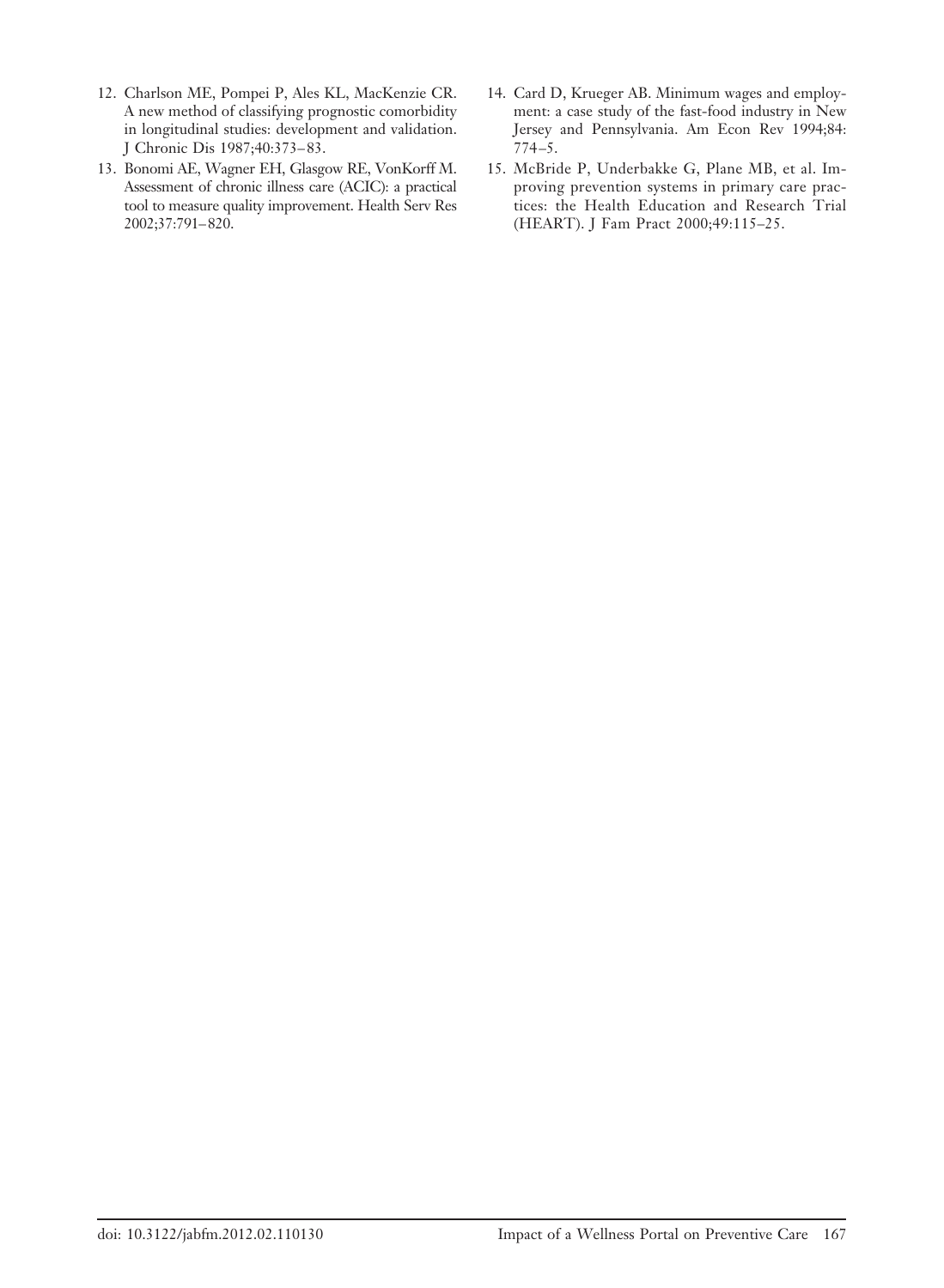12. Charlson ME, Pompei P, Ales KL, MacKenzie CR. A new method of classifying prognostic comorbidity in longitudinal studies: development and validation. J Chronic Dis 1987;40:373–83.
13. Bonomi AE, Wagner EH, Glasgow RE, VonKorff M. Assessment of chronic illness care (ACIC): a practical tool to measure quality improvement. Health Serv Res 2002;37:791–820.
14. Card D, Krueger AB. Minimum wages and employment: a case study of the fast-food industry in New Jersey and Pennsylvania. Am Econ Rev 1994;84: 774–5.
15. McBride P, Underbakke G, Plane MB, et al. Improving prevention systems in primary care practices: the Health Education and Research Trial (HEART). J Fam Pract 2000;49:115–25.